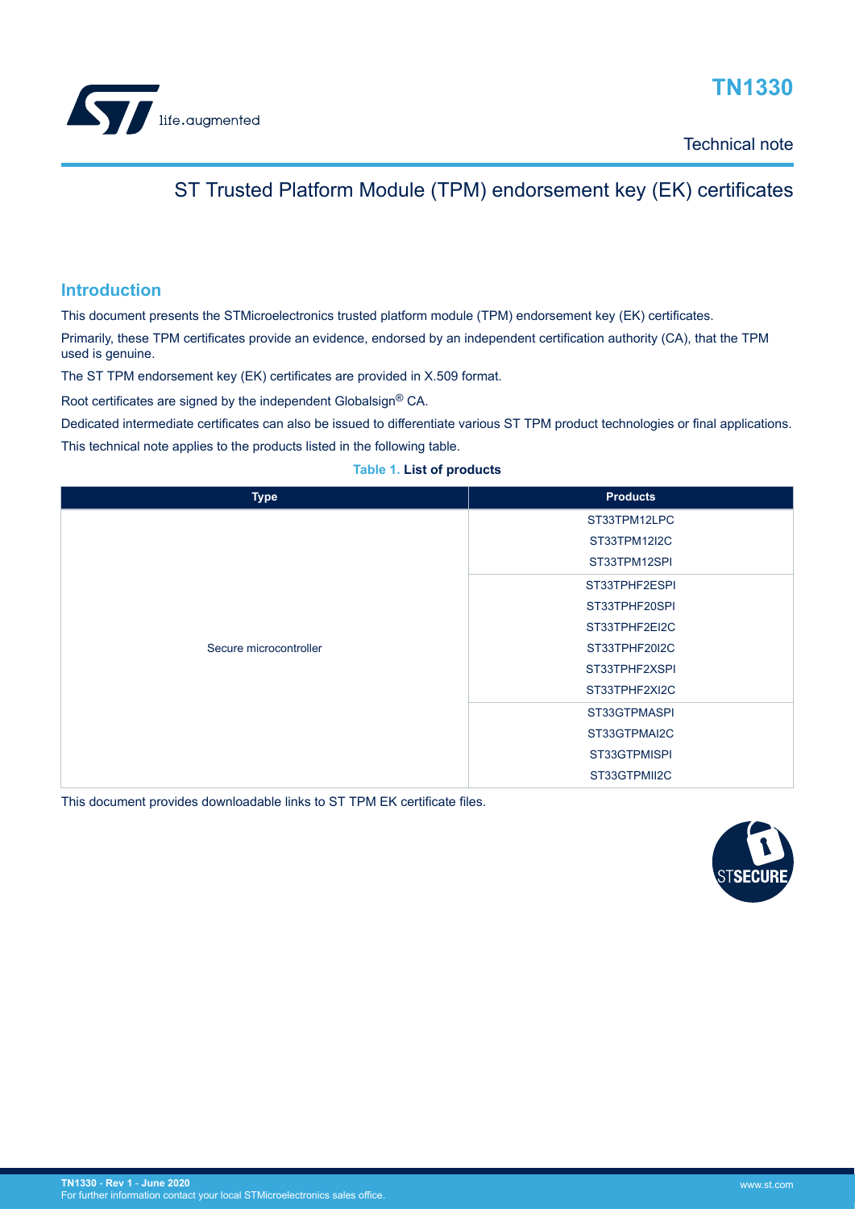# TN1330

Technical note

## ST Trusted Platform Module (TPM) endorsement key (EK) certificates

## Introduction

This document presents the STMicroelectronics trusted platform module (TPM) endorsement key (EK) certificates.

Primarily, these TPM certificates provide an evidence, endorsed by an independent certification authority (CA), that the TPM used is genuine.

The ST TPM endorsement key (EK) certificates are provided in X.509 format.

Root certificates are signed by the independent Globalsign® CA.

Dedicated intermediate certificates can also be issued to differentiate various ST TPM product technologies or final applications.

This technical note applies to the products listed in the following table.

**Table 1. List of products**

| Type | Products |
|---|---|
| Secure microcontroller | ST33TPM12LPC |
| | ST33TPM12I2C |
| | ST33TPM12SPI |
| | ST33TPHF2ESPI |
| | ST33TPHF20SPI |
| | ST33TPHF2EI2C |
| | ST33TPHF20I2C |
| | ST33TPHF2XSPI |
| | ST33TPHF2XI2C |
| | ST33GTPMASPI |
| | ST33GTPMAI2C |
| | ST33GTPMISPI |
| | ST33GTPMII2C |

This document provides downloadable links to ST TPM EK certificate files.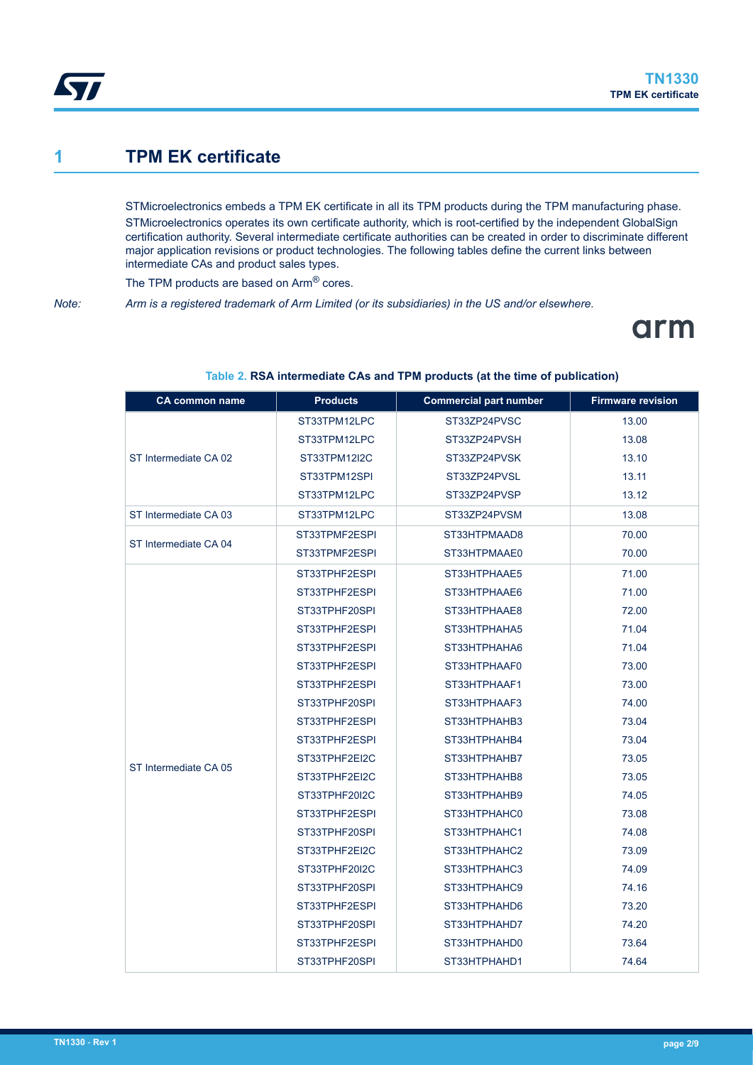# 1 TPM EK certificate

STMicroelectronics embeds a TPM EK certificate in all its TPM products during the TPM manufacturing phase.

STMicroelectronics operates its own certificate authority, which is root-certified by the independent GlobalSign certification authority. Several intermediate certificate authorities can be created in order to discriminate different major application revisions or product technologies. The following tables define the current links between intermediate CAs and product sales types.

The TPM products are based on Arm® cores.

*Note: Arm is a registered trademark of Arm Limited (or its subsidiaries) in the US and/or elsewhere.*

**Table 2. RSA intermediate CAs and TPM products (at the time of publication)**

| CA common name | Products | Commercial part number | Firmware revision |
|---|---|---|---|
| ST Intermediate CA 02 | ST33TPM12LPC | ST33ZP24PVSC | 13.00 |
| | ST33TPM12LPC | ST33ZP24PVSH | 13.08 |
| | ST33TPM12I2C | ST33ZP24PVSK | 13.10 |
| | ST33TPM12SPI | ST33ZP24PVSL | 13.11 |
| | ST33TPM12LPC | ST33ZP24PVSP | 13.12 |
| ST Intermediate CA 03 | ST33TPM12LPC | ST33ZP24PVSM | 13.08 |
| ST Intermediate CA 04 | ST33TPMF2ESPI | ST33HTPMAAD8 | 70.00 |
| | ST33TPMF2ESPI | ST33HTPMAAE0 | 70.00 |
| ST Intermediate CA 05 | ST33TPHF2ESPI | ST33HTPHAAE5 | 71.00 |
| | ST33TPHF2ESPI | ST33HTPHAAE6 | 71.00 |
| | ST33TPHF20SPI | ST33HTPHAAE8 | 72.00 |
| | ST33TPHF2ESPI | ST33HTPHAHA5 | 71.04 |
| | ST33TPHF2ESPI | ST33HTPHAHA6 | 71.04 |
| | ST33TPHF2ESPI | ST33HTPHAAF0 | 73.00 |
| | ST33TPHF2ESPI | ST33HTPHAAF1 | 73.00 |
| | ST33TPHF20SPI | ST33HTPHAAF3 | 74.00 |
| | ST33TPHF2ESPI | ST33HTPHAHB3 | 73.04 |
| | ST33TPHF2ESPI | ST33HTPHAHB4 | 73.04 |
| | ST33TPHF2EI2C | ST33HTPHAHB7 | 73.05 |
| | ST33TPHF2EI2C | ST33HTPHAHB8 | 73.05 |
| | ST33TPHF20I2C | ST33HTPHAHB9 | 74.05 |
| | ST33TPHF2ESPI | ST33HTPHAHC0 | 73.08 |
| | ST33TPHF20SPI | ST33HTPHAHC1 | 74.08 |
| | ST33TPHF2EI2C | ST33HTPHAHC2 | 73.09 |
| | ST33TPHF20I2C | ST33HTPHAHC3 | 74.09 |
| | ST33TPHF20SPI | ST33HTPHAHC9 | 74.16 |
| | ST33TPHF2ESPI | ST33HTPHAHD6 | 73.20 |
| | ST33TPHF20SPI | ST33HTPHAHD7 | 74.20 |
| | ST33TPHF2ESPI | ST33HTPHAHD0 | 73.64 |
| | ST33TPHF20SPI | ST33HTPHAHD1 | 74.64 |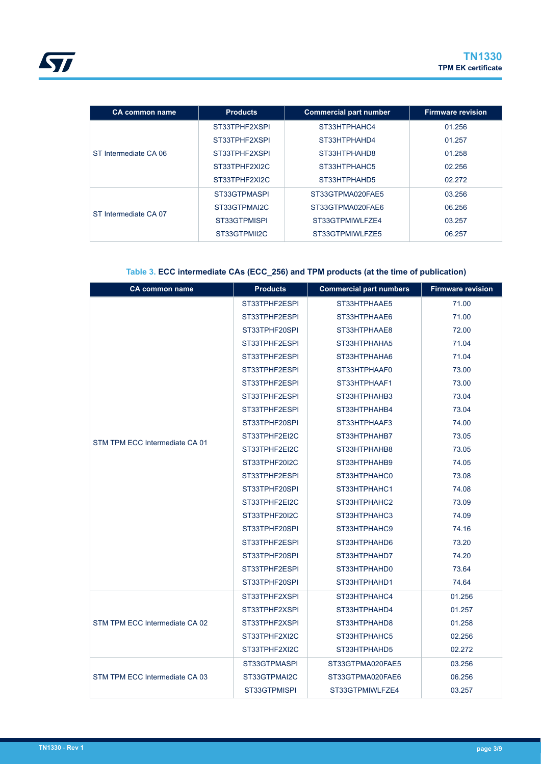| CA common name | Products | Commercial part number | Firmware revision |
|---|---|---|---|
| ST Intermediate CA 06 | ST33TPHF2XSPI | ST33HTPHAHC4 | 01.256 |
| | ST33TPHF2XSPI | ST33HTPHAHD4 | 01.257 |
| | ST33TPHF2XSPI | ST33HTPHAHD8 | 01.258 |
| | ST33TPHF2XI2C | ST33HTPHAHC5 | 02.256 |
| | ST33TPHF2XI2C | ST33HTPHAHD5 | 02.272 |
| ST Intermediate CA 07 | ST33GTPMASPI | ST33GTPMA020FAE5 | 03.256 |
| | ST33GTPMAI2C | ST33GTPMA020FAE6 | 06.256 |
| | ST33GTPMISPI | ST33GTPMIWLFZE4 | 03.257 |
| | ST33GTPMII2C | ST33GTPMIWLFZE5 | 06.257 |

**Table 3. ECC intermediate CAs (ECC_256) and TPM products (at the time of publication)**

| CA common name | Products | Commercial part numbers | Firmware revision |
|---|---|---|---|
| STM TPM ECC Intermediate CA 01 | ST33TPHF2ESPI | ST33HTPHAAE5 | 71.00 |
| | ST33TPHF2ESPI | ST33HTPHAAE6 | 71.00 |
| | ST33TPHF20SPI | ST33HTPHAAE8 | 72.00 |
| | ST33TPHF2ESPI | ST33HTPHAHA5 | 71.04 |
| | ST33TPHF2ESPI | ST33HTPHAHA6 | 71.04 |
| | ST33TPHF2ESPI | ST33HTPHAAF0 | 73.00 |
| | ST33TPHF2ESPI | ST33HTPHAAF1 | 73.00 |
| | ST33TPHF2ESPI | ST33HTPHAHB3 | 73.04 |
| | ST33TPHF2ESPI | ST33HTPHAHB4 | 73.04 |
| | ST33TPHF20SPI | ST33HTPHAAF3 | 74.00 |
| | ST33TPHF2EI2C | ST33HTPHAHB7 | 73.05 |
| | ST33TPHF2EI2C | ST33HTPHAHB8 | 73.05 |
| | ST33TPHF20I2C | ST33HTPHAHB9 | 74.05 |
| | ST33TPHF2ESPI | ST33HTPHAHC0 | 73.08 |
| | ST33TPHF20SPI | ST33HTPHAHC1 | 74.08 |
| | ST33TPHF2EI2C | ST33HTPHAHC2 | 73.09 |
| | ST33TPHF20I2C | ST33HTPHAHC3 | 74.09 |
| | ST33TPHF20SPI | ST33HTPHAHC9 | 74.16 |
| | ST33TPHF2ESPI | ST33HTPHAHD6 | 73.20 |
| | ST33TPHF20SPI | ST33HTPHAHD7 | 74.20 |
| | ST33TPHF2ESPI | ST33HTPHAHD0 | 73.64 |
| | ST33TPHF20SPI | ST33HTPHAHD1 | 74.64 |
| STM TPM ECC Intermediate CA 02 | ST33TPHF2XSPI | ST33HTPHAHC4 | 01.256 |
| | ST33TPHF2XSPI | ST33HTPHAHD4 | 01.257 |
| | ST33TPHF2XSPI | ST33HTPHAHD8 | 01.258 |
| | ST33TPHF2XI2C | ST33HTPHAHC5 | 02.256 |
| | ST33TPHF2XI2C | ST33HTPHAHD5 | 02.272 |
| STM TPM ECC Intermediate CA 03 | ST33GTPMASPI | ST33GTPMA020FAE5 | 03.256 |
| | ST33GTPMAI2C | ST33GTPMA020FAE6 | 06.256 |
| | ST33GTPMISPI | ST33GTPMIWLFZE4 | 03.257 |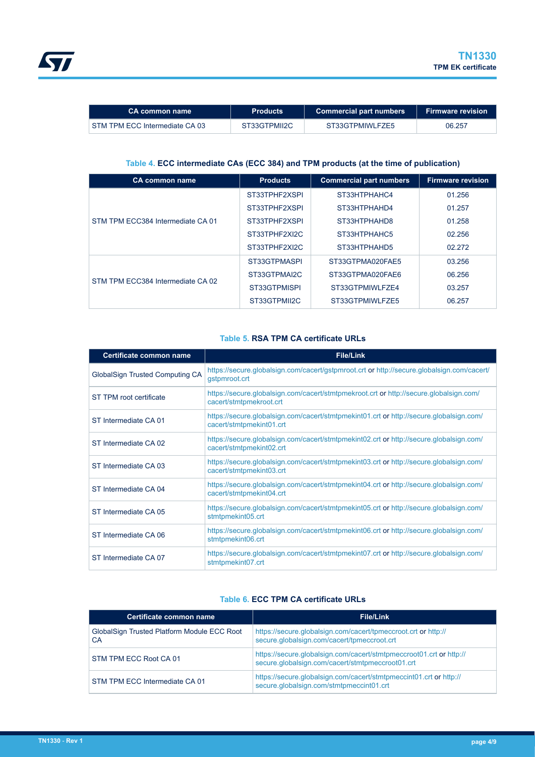| CA common name | Products | Commercial part numbers | Firmware revision |
|---|---|---|---|
| STM TPM ECC Intermediate CA 03 | ST33GTPMII2C | ST33GTPMIWLFZE5 | 06.257 |

**Table 4. ECC intermediate CAs (ECC 384) and TPM products (at the time of publication)**

| CA common name | Products | Commercial part numbers | Firmware revision |
|---|---|---|---|
| STM TPM ECC384 Intermediate CA 01 | ST33TPHF2XSPI | ST33HTPHAHC4 | 01.256 |
| | ST33TPHF2XSPI | ST33HTPHAHD4 | 01.257 |
| | ST33TPHF2XSPI | ST33HTPHAHD8 | 01.258 |
| | ST33TPHF2XI2C | ST33HTPHAHC5 | 02.256 |
| | ST33TPHF2XI2C | ST33HTPHAHD5 | 02.272 |
| STM TPM ECC384 Intermediate CA 02 | ST33GTPMASPI | ST33GTPMA020FAE5 | 03.256 |
| | ST33GTPMAI2C | ST33GTPMA020FAE6 | 06.256 |
| | ST33GTPMISPI | ST33GTPMIWLFZE4 | 03.257 |
| | ST33GTPMII2C | ST33GTPMIWLFZE5 | 06.257 |

**Table 5. RSA TPM CA certificate URLs**

| Certificate common name | File/Link |
|---|---|
| GlobalSign Trusted Computing CA | https://secure.globalsign.com/cacert/gstpmroot.crt or http://secure.globalsign.com/cacert/gstpmroot.crt |
| ST TPM root certificate | https://secure.globalsign.com/cacert/stmtpmekroot.crt or http://secure.globalsign.com/cacert/stmtpmekroot.crt |
| ST Intermediate CA 01 | https://secure.globalsign.com/cacert/stmtpmekint01.crt or http://secure.globalsign.com/cacert/stmtpmekint01.crt |
| ST Intermediate CA 02 | https://secure.globalsign.com/cacert/stmtpmekint02.crt or http://secure.globalsign.com/cacert/stmtpmekint02.crt |
| ST Intermediate CA 03 | https://secure.globalsign.com/cacert/stmtpmekint03.crt or http://secure.globalsign.com/cacert/stmtpmekint03.crt |
| ST Intermediate CA 04 | https://secure.globalsign.com/cacert/stmtpmekint04.crt or http://secure.globalsign.com/cacert/stmtpmekint04.crt |
| ST Intermediate CA 05 | https://secure.globalsign.com/cacert/stmtpmekint05.crt or http://secure.globalsign.com/stmtpmekint05.crt |
| ST Intermediate CA 06 | https://secure.globalsign.com/cacert/stmtpmekint06.crt or http://secure.globalsign.com/stmtpmekint06.crt |
| ST Intermediate CA 07 | https://secure.globalsign.com/cacert/stmtpmekint07.crt or http://secure.globalsign.com/stmtpmekint07.crt |

**Table 6. ECC TPM CA certificate URLs**

| Certificate common name | File/Link |
|---|---|
| GlobalSign Trusted Platform Module ECC Root CA | https://secure.globalsign.com/cacert/tpmeccroot.crt or http://secure.globalsign.com/cacert/tpmeccroot.crt |
| STM TPM ECC Root CA 01 | https://secure.globalsign.com/cacert/stmtpmeccroot01.crt or http://secure.globalsign.com/cacert/stmtpmeccroot01.crt |
| STM TPM ECC Intermediate CA 01 | https://secure.globalsign.com/cacert/stmtpmeccint01.crt or http://secure.globalsign.com/stmtpmeccint01.crt |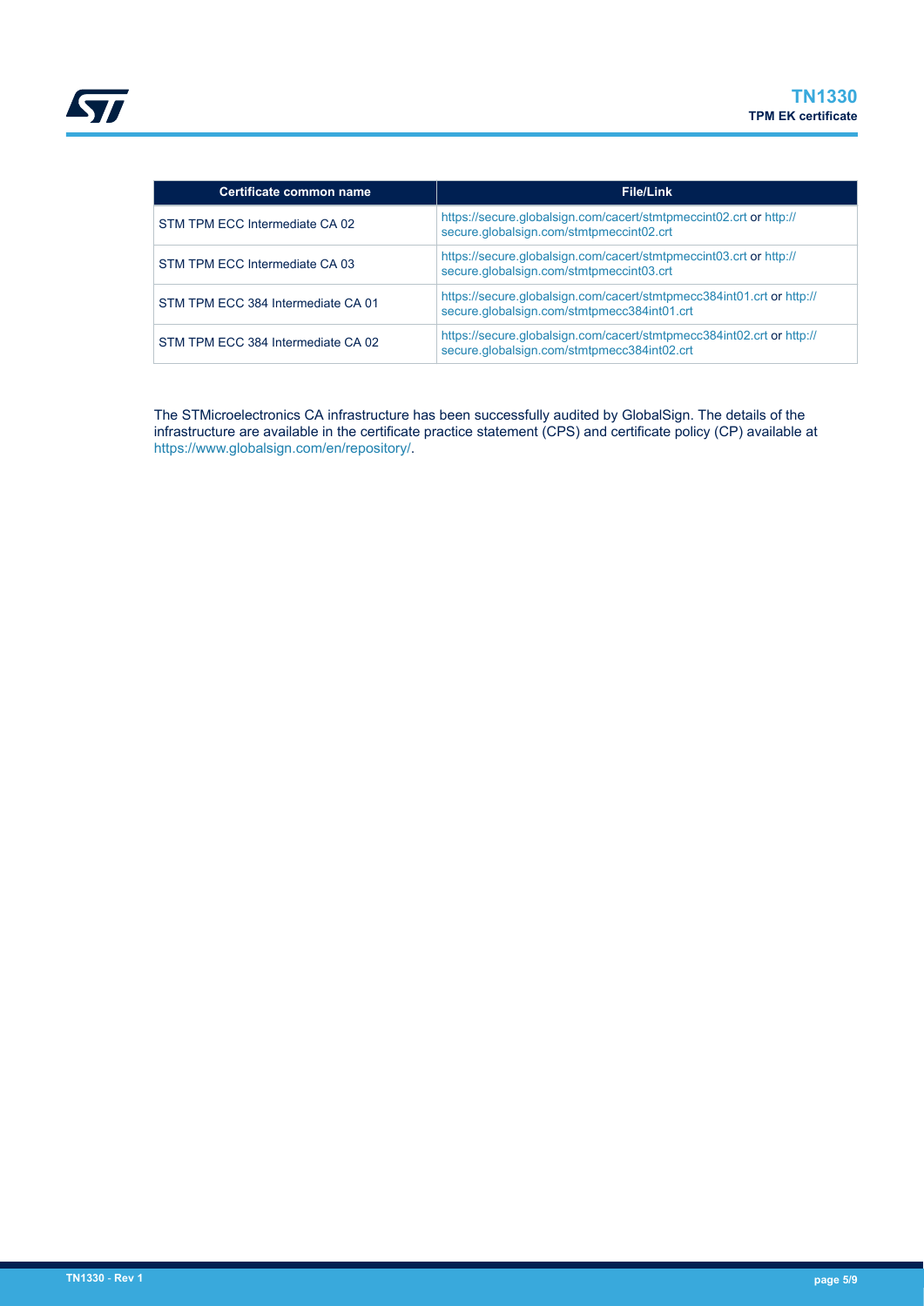| Certificate common name | File/Link |
| --- | --- |
| STM TPM ECC Intermediate CA 02 | https://secure.globalsign.com/cacert/stmtpmeccint02.crt or http://secure.globalsign.com/stmtpmeccint02.crt |
| STM TPM ECC Intermediate CA 03 | https://secure.globalsign.com/cacert/stmtpmeccint03.crt or http://secure.globalsign.com/stmtpmeccint03.crt |
| STM TPM ECC 384 Intermediate CA 01 | https://secure.globalsign.com/cacert/stmtpmecc384int01.crt or http://secure.globalsign.com/stmtpmecc384int01.crt |
| STM TPM ECC 384 Intermediate CA 02 | https://secure.globalsign.com/cacert/stmtpmecc384int02.crt or http://secure.globalsign.com/stmtpmecc384int02.crt |

The STMicroelectronics CA infrastructure has been successfully audited by GlobalSign. The details of the infrastructure are available in the certificate practice statement (CPS) and certificate policy (CP) available at https://www.globalsign.com/en/repository/.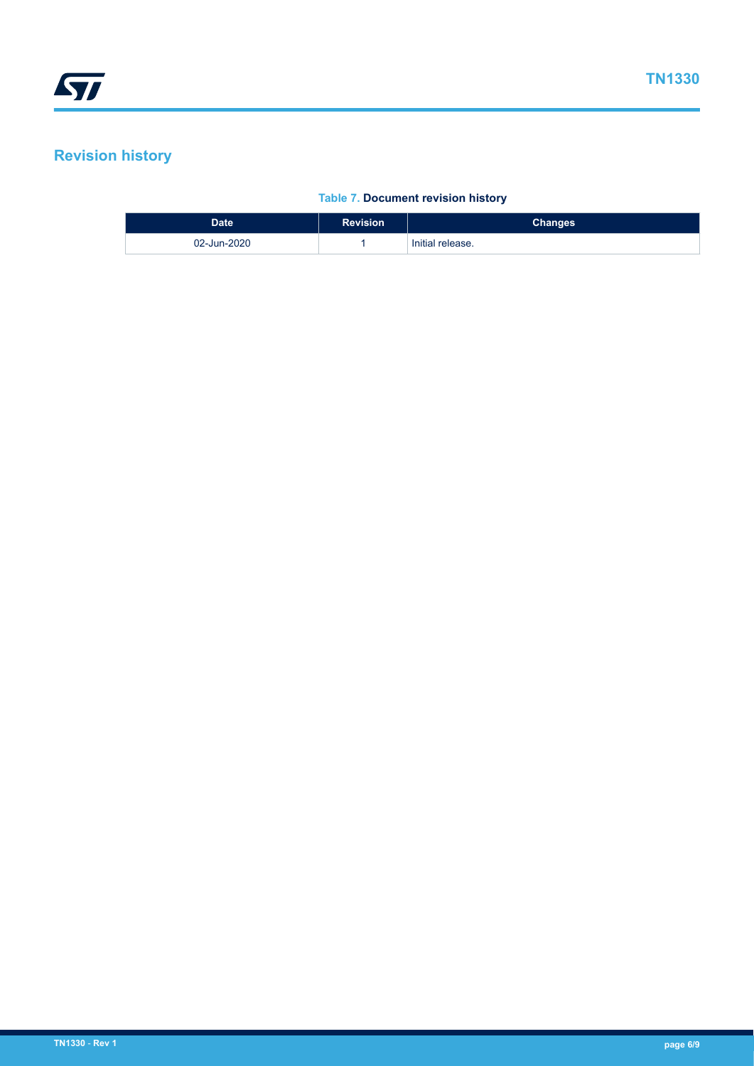# Revision history

**Table 7. Document revision history**

| Date | Revision | Changes |
| --- | --- | --- |
| 02-Jun-2020 | 1 | Initial release. |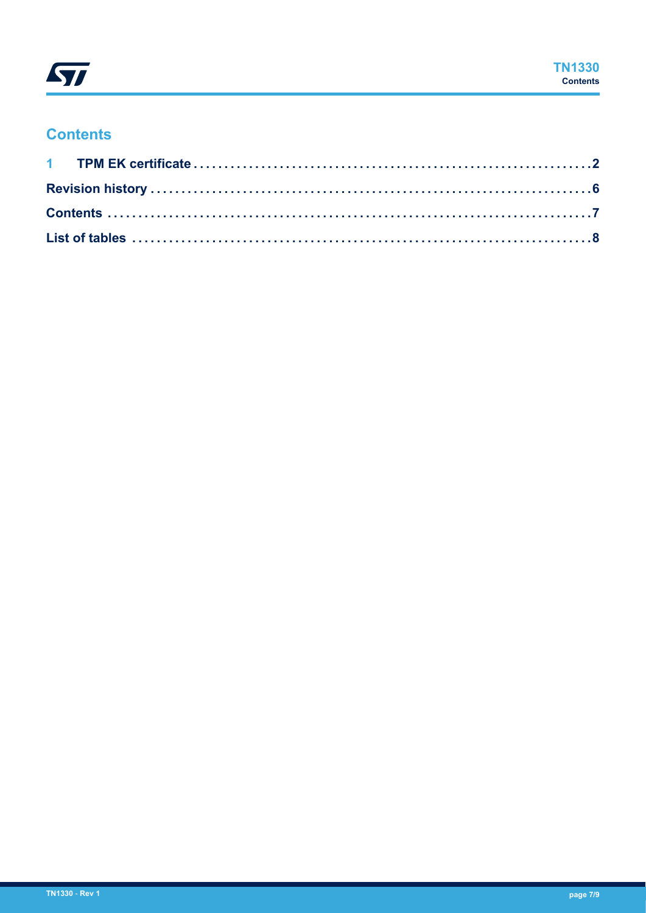# Contents

1 TPM EK certificate . . . . . . . . . . . . . . . . . . . . . . . . . . . . . . . . . . . . . . . . . . . . . . . . . . . . . . . . . . . . . 2

Revision history . . . . . . . . . . . . . . . . . . . . . . . . . . . . . . . . . . . . . . . . . . . . . . . . . . . . . . . . . . . . . . . . . 6

Contents . . . . . . . . . . . . . . . . . . . . . . . . . . . . . . . . . . . . . . . . . . . . . . . . . . . . . . . . . . . . . . . . . . . . . 7

List of tables . . . . . . . . . . . . . . . . . . . . . . . . . . . . . . . . . . . . . . . . . . . . . . . . . . . . . . . . . . . . . . . . . . 8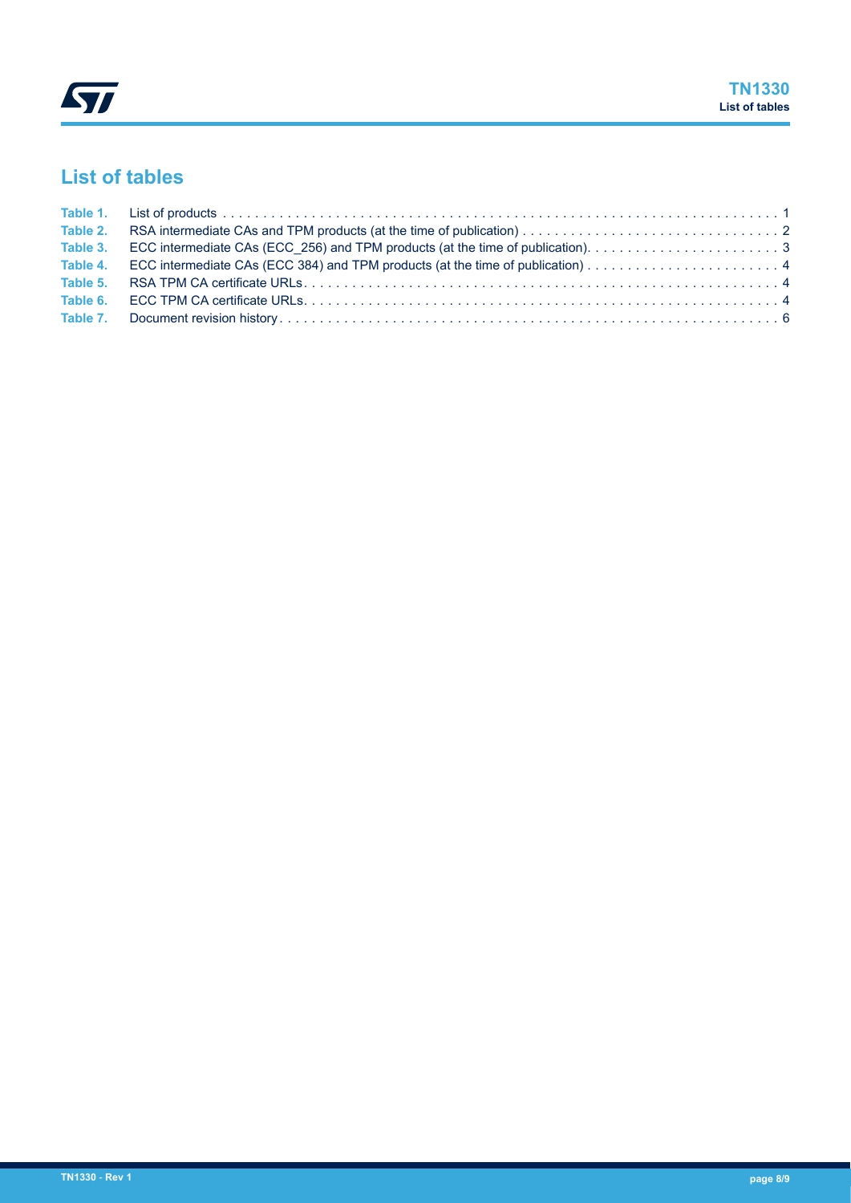## List of tables

- Table 1. List of products . . . . . . 1
- Table 2. RSA intermediate CAs and TPM products (at the time of publication) . . . . . . 2
- Table 3. ECC intermediate CAs (ECC_256) and TPM products (at the time of publication). . . . . . 3
- Table 4. ECC intermediate CAs (ECC 384) and TPM products (at the time of publication) . . . . . . 4
- Table 5. RSA TPM CA certificate URLs. . . . . . 4
- Table 6. ECC TPM CA certificate URLs. . . . . . 4
- Table 7. Document revision history . . . . . . 6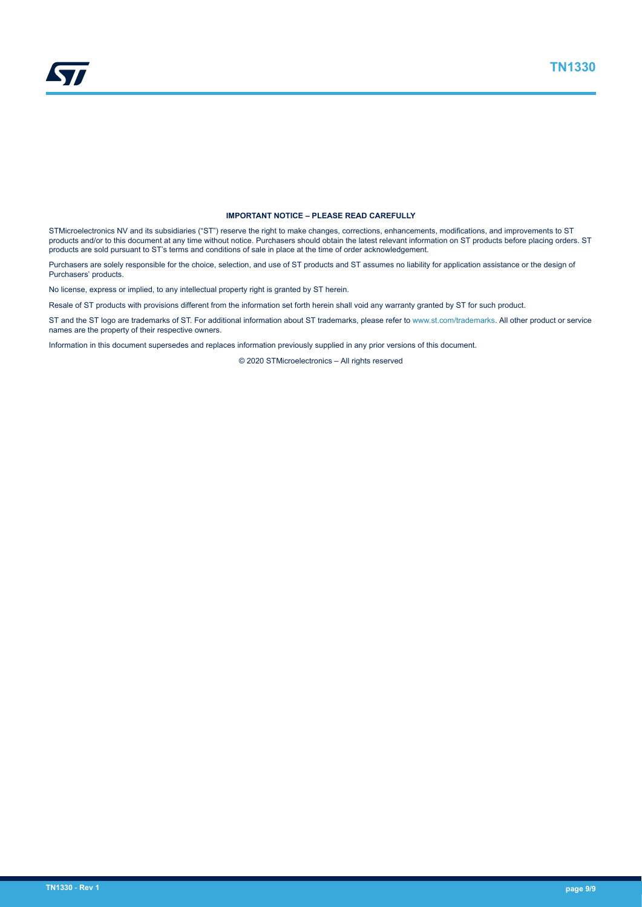**IMPORTANT NOTICE – PLEASE READ CAREFULLY**

STMicroelectronics NV and its subsidiaries ("ST") reserve the right to make changes, corrections, enhancements, modifications, and improvements to ST products and/or to this document at any time without notice. Purchasers should obtain the latest relevant information on ST products before placing orders. ST products are sold pursuant to ST's terms and conditions of sale in place at the time of order acknowledgement.

Purchasers are solely responsible for the choice, selection, and use of ST products and ST assumes no liability for application assistance or the design of Purchasers' products.

No license, express or implied, to any intellectual property right is granted by ST herein.

Resale of ST products with provisions different from the information set forth herein shall void any warranty granted by ST for such product.

ST and the ST logo are trademarks of ST. For additional information about ST trademarks, please refer to www.st.com/trademarks. All other product or service names are the property of their respective owners.

Information in this document supersedes and replaces information previously supplied in any prior versions of this document.

© 2020 STMicroelectronics – All rights reserved